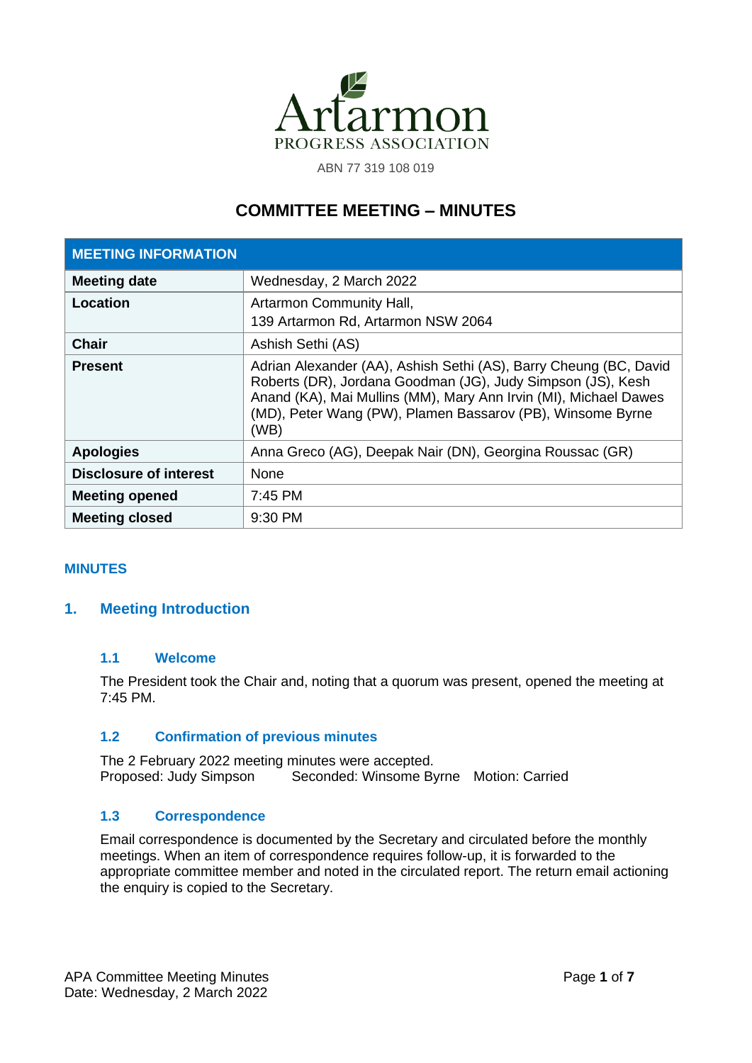Artarmon PROGRESS ASSOCIATION

ABN 77 319 108 019

# COMMITTEE MEETING – MINUTES

| MEETING INFORMATION | |
|---|---|
| **Meeting date** | Wednesday, 2 March 2022 |
| **Location** | Artarmon Community Hall,<br>139 Artarmon Rd, Artarmon NSW 2064 |
| **Chair** | Ashish Sethi (AS) |
| **Present** | Adrian Alexander (AA), Ashish Sethi (AS), Barry Cheung (BC, David Roberts (DR), Jordana Goodman (JG), Judy Simpson (JS), Kesh Anand (KA), Mai Mullins (MM), Mary Ann Irvin (MI), Michael Dawes (MD), Peter Wang (PW), Plamen Bassarov (PB), Winsome Byrne (WB) |
| **Apologies** | Anna Greco (AG), Deepak Nair (DN), Georgina Roussac (GR) |
| **Disclosure of interest** | None |
| **Meeting opened** | 7:45 PM |
| **Meeting closed** | 9:30 PM |

**MINUTES**

## 1. Meeting Introduction

### 1.1 Welcome

The President took the Chair and, noting that a quorum was present, opened the meeting at 7:45 PM.

### 1.2 Confirmation of previous minutes

The 2 February 2022 meeting minutes were accepted.
Proposed: Judy Simpson Seconded: Winsome Byrne Motion: Carried

### 1.3 Correspondence

Email correspondence is documented by the Secretary and circulated before the monthly meetings. When an item of correspondence requires follow-up, it is forwarded to the appropriate committee member and noted in the circulated report. The return email actioning the enquiry is copied to the Secretary.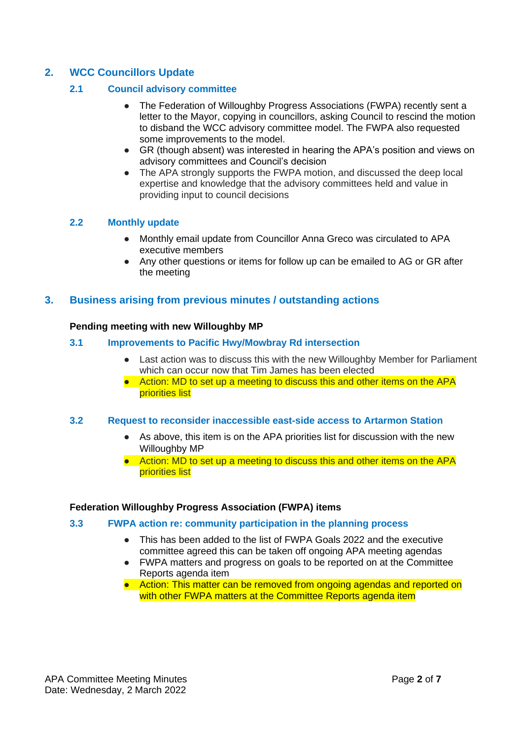## 2. WCC Councillors Update

### 2.1 Council advisory committee

- The Federation of Willoughby Progress Associations (FWPA) recently sent a letter to the Mayor, copying in councillors, asking Council to rescind the motion to disband the WCC advisory committee model. The FWPA also requested some improvements to the model.
- GR (though absent) was interested in hearing the APA's position and views on advisory committees and Council's decision
- The APA strongly supports the FWPA motion, and discussed the deep local expertise and knowledge that the advisory committees held and value in providing input to council decisions

### 2.2 Monthly update

- Monthly email update from Councillor Anna Greco was circulated to APA executive members
- Any other questions or items for follow up can be emailed to AG or GR after the meeting

## 3. Business arising from previous minutes / outstanding actions

**Pending meeting with new Willoughby MP**

### 3.1 Improvements to Pacific Hwy/Mowbray Rd intersection

- Last action was to discuss this with the new Willoughby Member for Parliament which can occur now that Tim James has been elected
- Action: MD to set up a meeting to discuss this and other items on the APA priorities list

### 3.2 Request to reconsider inaccessible east-side access to Artarmon Station

- As above, this item is on the APA priorities list for discussion with the new Willoughby MP
- Action: MD to set up a meeting to discuss this and other items on the APA priorities list

**Federation Willoughby Progress Association (FWPA) items**

### 3.3 FWPA action re: community participation in the planning process

- This has been added to the list of FWPA Goals 2022 and the executive committee agreed this can be taken off ongoing APA meeting agendas
- FWPA matters and progress on goals to be reported on at the Committee Reports agenda item
- Action: This matter can be removed from ongoing agendas and reported on with other FWPA matters at the Committee Reports agenda item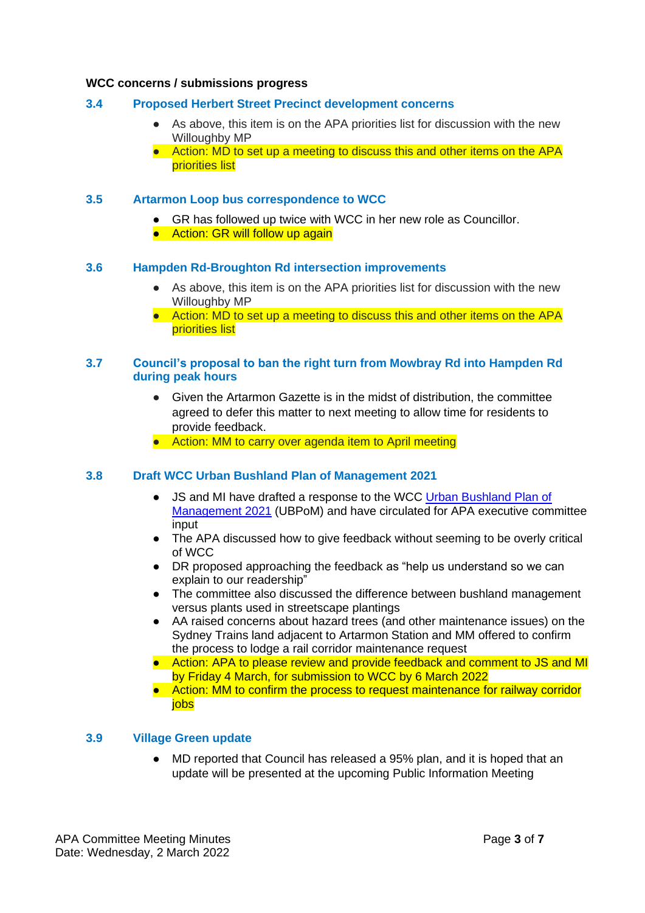**WCC concerns / submissions progress**

### 3.4 Proposed Herbert Street Precinct development concerns

- As above, this item is on the APA priorities list for discussion with the new Willoughby MP
- Action: MD to set up a meeting to discuss this and other items on the APA priorities list

### 3.5 Artarmon Loop bus correspondence to WCC

- GR has followed up twice with WCC in her new role as Councillor.
- Action: GR will follow up again

### 3.6 Hampden Rd-Broughton Rd intersection improvements

- As above, this item is on the APA priorities list for discussion with the new Willoughby MP
- Action: MD to set up a meeting to discuss this and other items on the APA priorities list

### 3.7 Council's proposal to ban the right turn from Mowbray Rd into Hampden Rd during peak hours

- Given the Artarmon Gazette is in the midst of distribution, the committee agreed to defer this matter to next meeting to allow time for residents to provide feedback.
- Action: MM to carry over agenda item to April meeting

### 3.8 Draft WCC Urban Bushland Plan of Management 2021

- JS and MI have drafted a response to the WCC Urban Bushland Plan of Management 2021 (UBPoM) and have circulated for APA executive committee input
- The APA discussed how to give feedback without seeming to be overly critical of WCC
- DR proposed approaching the feedback as "help us understand so we can explain to our readership"
- The committee also discussed the difference between bushland management versus plants used in streetscape plantings
- AA raised concerns about hazard trees (and other maintenance issues) on the Sydney Trains land adjacent to Artarmon Station and MM offered to confirm the process to lodge a rail corridor maintenance request
- Action: APA to please review and provide feedback and comment to JS and MI by Friday 4 March, for submission to WCC by 6 March 2022
- Action: MM to confirm the process to request maintenance for railway corridor jobs

### 3.9 Village Green update

- MD reported that Council has released a 95% plan, and it is hoped that an update will be presented at the upcoming Public Information Meeting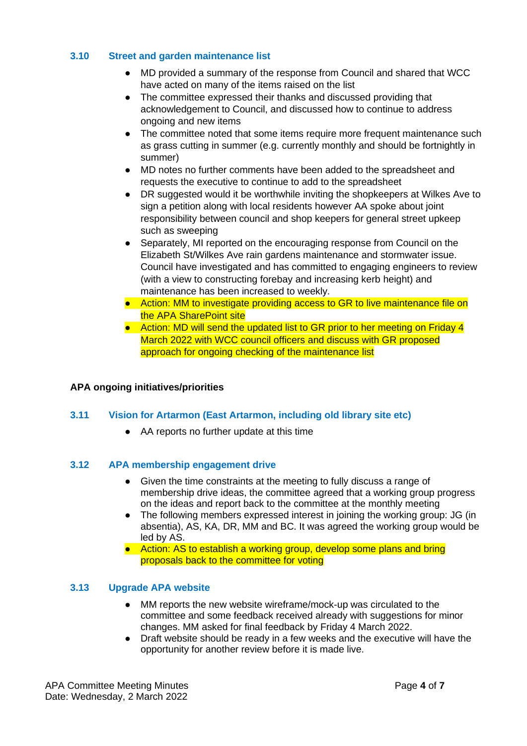### 3.10 Street and garden maintenance list

- MD provided a summary of the response from Council and shared that WCC have acted on many of the items raised on the list
- The committee expressed their thanks and discussed providing that acknowledgement to Council, and discussed how to continue to address ongoing and new items
- The committee noted that some items require more frequent maintenance such as grass cutting in summer (e.g. currently monthly and should be fortnightly in summer)
- MD notes no further comments have been added to the spreadsheet and requests the executive to continue to add to the spreadsheet
- DR suggested would it be worthwhile inviting the shopkeepers at Wilkes Ave to sign a petition along with local residents however AA spoke about joint responsibility between council and shop keepers for general street upkeep such as sweeping
- Separately, MI reported on the encouraging response from Council on the Elizabeth St/Wilkes Ave rain gardens maintenance and stormwater issue. Council have investigated and has committed to engaging engineers to review (with a view to constructing forebay and increasing kerb height) and maintenance has been increased to weekly.
- Action: MM to investigate providing access to GR to live maintenance file on the APA SharePoint site
- Action: MD will send the updated list to GR prior to her meeting on Friday 4 March 2022 with WCC council officers and discuss with GR proposed approach for ongoing checking of the maintenance list

**APA ongoing initiatives/priorities**

### 3.11 Vision for Artarmon (East Artarmon, including old library site etc)

- AA reports no further update at this time

### 3.12 APA membership engagement drive

- Given the time constraints at the meeting to fully discuss a range of membership drive ideas, the committee agreed that a working group progress on the ideas and report back to the committee at the monthly meeting
- The following members expressed interest in joining the working group: JG (in absentia), AS, KA, DR, MM and BC. It was agreed the working group would be led by AS.
- Action: AS to establish a working group, develop some plans and bring proposals back to the committee for voting

### 3.13 Upgrade APA website

- MM reports the new website wireframe/mock-up was circulated to the committee and some feedback received already with suggestions for minor changes. MM asked for final feedback by Friday 4 March 2022.
- Draft website should be ready in a few weeks and the executive will have the opportunity for another review before it is made live.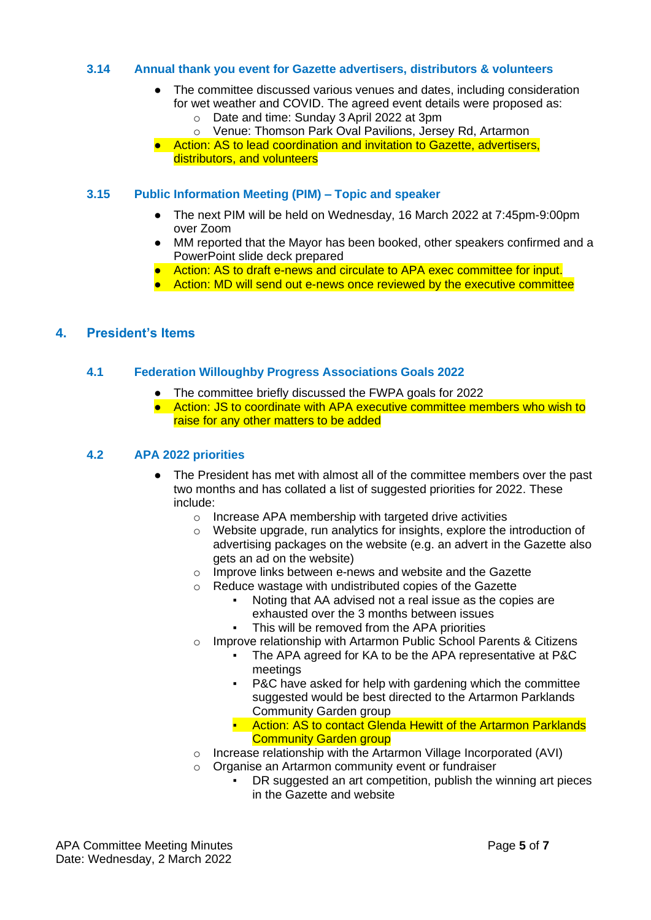### 3.14 Annual thank you event for Gazette advertisers, distributors & volunteers

- The committee discussed various venues and dates, including consideration for wet weather and COVID. The agreed event details were proposed as:
  - Date and time: Sunday 3 April 2022 at 3pm
  - Venue: Thomson Park Oval Pavilions, Jersey Rd, Artarmon
- Action: AS to lead coordination and invitation to Gazette, advertisers, distributors, and volunteers

### 3.15 Public Information Meeting (PIM) – Topic and speaker

- The next PIM will be held on Wednesday, 16 March 2022 at 7:45pm-9:00pm over Zoom
- MM reported that the Mayor has been booked, other speakers confirmed and a PowerPoint slide deck prepared
- Action: AS to draft e-news and circulate to APA exec committee for input.
- Action: MD will send out e-news once reviewed by the executive committee

## 4. President's Items

### 4.1 Federation Willoughby Progress Associations Goals 2022

- The committee briefly discussed the FWPA goals for 2022
- Action: JS to coordinate with APA executive committee members who wish to raise for any other matters to be added

### 4.2 APA 2022 priorities

- The President has met with almost all of the committee members over the past two months and has collated a list of suggested priorities for 2022. These include:
  - Increase APA membership with targeted drive activities
  - Website upgrade, run analytics for insights, explore the introduction of advertising packages on the website (e.g. an advert in the Gazette also gets an ad on the website)
  - Improve links between e-news and website and the Gazette
  - Reduce wastage with undistributed copies of the Gazette
    - Noting that AA advised not a real issue as the copies are exhausted over the 3 months between issues
    - This will be removed from the APA priorities
  - Improve relationship with Artarmon Public School Parents & Citizens
    - The APA agreed for KA to be the APA representative at P&C meetings
    - P&C have asked for help with gardening which the committee suggested would be best directed to the Artarmon Parklands Community Garden group
    - Action: AS to contact Glenda Hewitt of the Artarmon Parklands Community Garden group
  - Increase relationship with the Artarmon Village Incorporated (AVI)
  - Organise an Artarmon community event or fundraiser
    - DR suggested an art competition, publish the winning art pieces in the Gazette and website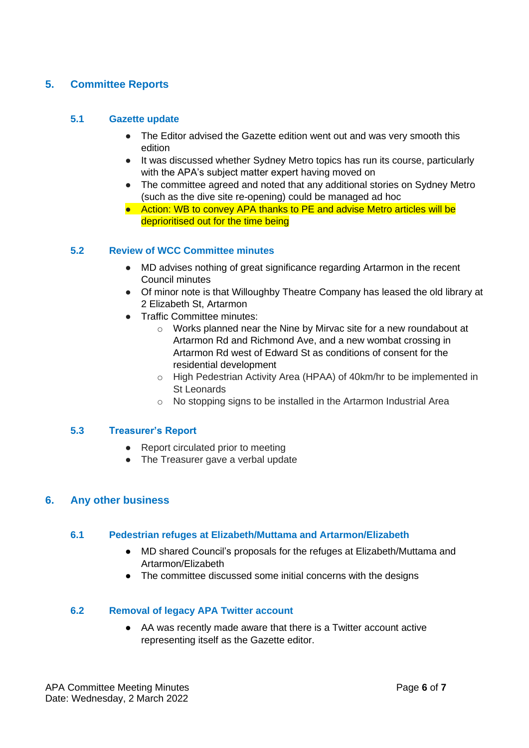## 5. Committee Reports

### 5.1 Gazette update

- The Editor advised the Gazette edition went out and was very smooth this edition
- It was discussed whether Sydney Metro topics has run its course, particularly with the APA's subject matter expert having moved on
- The committee agreed and noted that any additional stories on Sydney Metro (such as the dive site re-opening) could be managed ad hoc
- Action: WB to convey APA thanks to PE and advise Metro articles will be deprioritised out for the time being

### 5.2 Review of WCC Committee minutes

- MD advises nothing of great significance regarding Artarmon in the recent Council minutes
- Of minor note is that Willoughby Theatre Company has leased the old library at 2 Elizabeth St, Artarmon
- Traffic Committee minutes:
  - Works planned near the Nine by Mirvac site for a new roundabout at Artarmon Rd and Richmond Ave, and a new wombat crossing in Artarmon Rd west of Edward St as conditions of consent for the residential development
  - High Pedestrian Activity Area (HPAA) of 40km/hr to be implemented in St Leonards
  - No stopping signs to be installed in the Artarmon Industrial Area

### 5.3 Treasurer's Report

- Report circulated prior to meeting
- The Treasurer gave a verbal update

## 6. Any other business

### 6.1 Pedestrian refuges at Elizabeth/Muttama and Artarmon/Elizabeth

- MD shared Council's proposals for the refuges at Elizabeth/Muttama and Artarmon/Elizabeth
- The committee discussed some initial concerns with the designs

### 6.2 Removal of legacy APA Twitter account

- AA was recently made aware that there is a Twitter account active representing itself as the Gazette editor.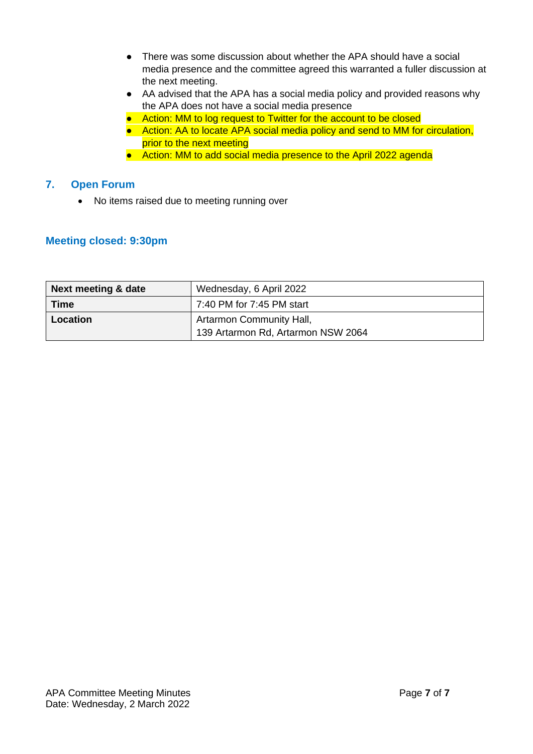- There was some discussion about whether the APA should have a social media presence and the committee agreed this warranted a fuller discussion at the next meeting.
- AA advised that the APA has a social media policy and provided reasons why the APA does not have a social media presence
- Action: MM to log request to Twitter for the account to be closed
- Action: AA to locate APA social media policy and send to MM for circulation, prior to the next meeting
- Action: MM to add social media presence to the April 2022 agenda

## 7. Open Forum

- No items raised due to meeting running over

### Meeting closed: 9:30pm

| | |
|---|---|
| **Next meeting & date** | Wednesday, 6 April 2022 |
| **Time** | 7:40 PM for 7:45 PM start |
| **Location** | Artarmon Community Hall,<br>139 Artarmon Rd, Artarmon NSW 2064 |